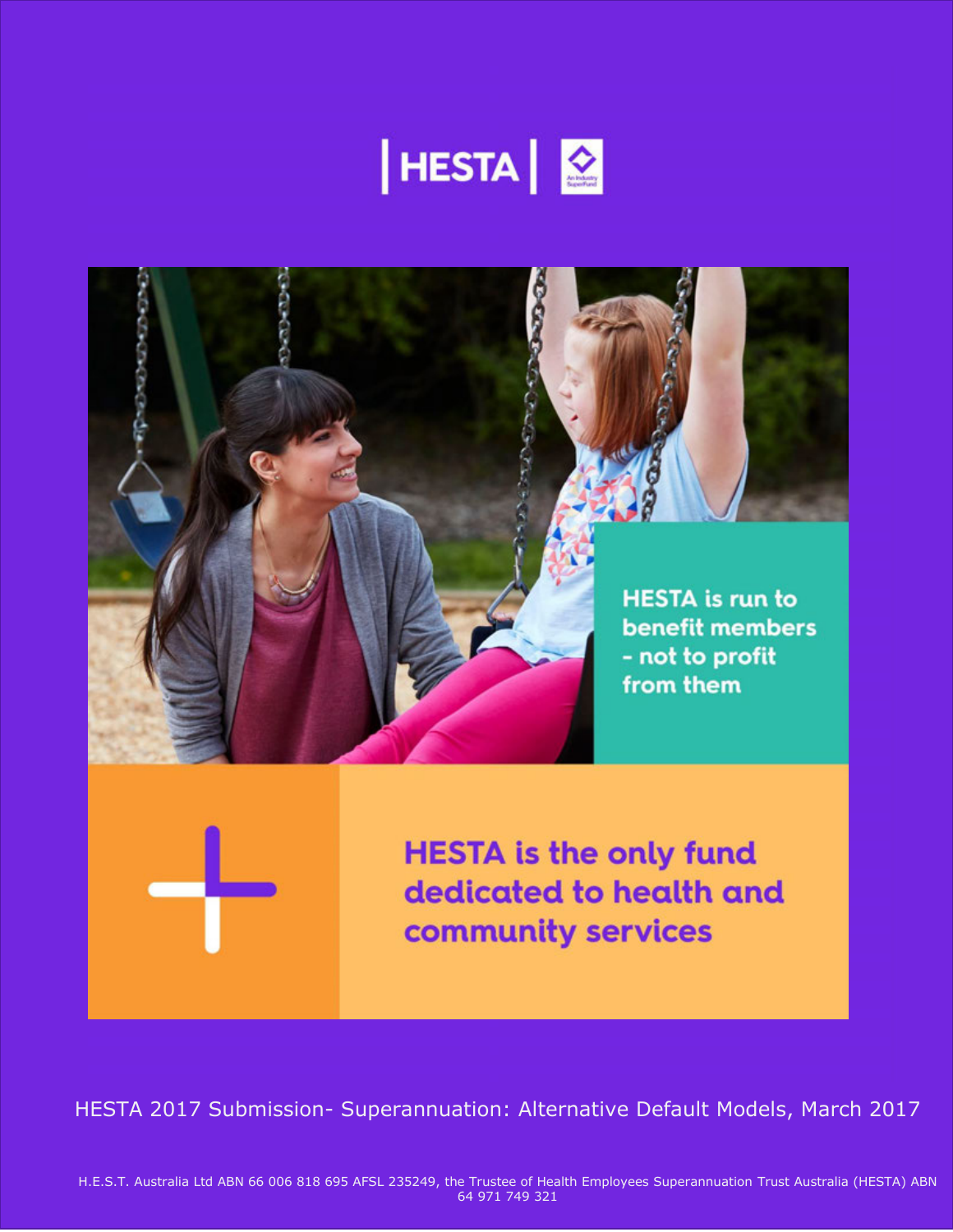HESTA

HESTA is run to benefit members - not to profit from them

HESTA is the only fund dedicated to health and community services

# HESTA 2017 Submission- Superannuation: Alternative Default Models, March 2017

H.E.S.T. Australia Ltd ABN 66 006 818 695 AFSL 235249, the Trustee of Health Employees Superannuation Trust Australia (HESTA) ABN 64 971 749 321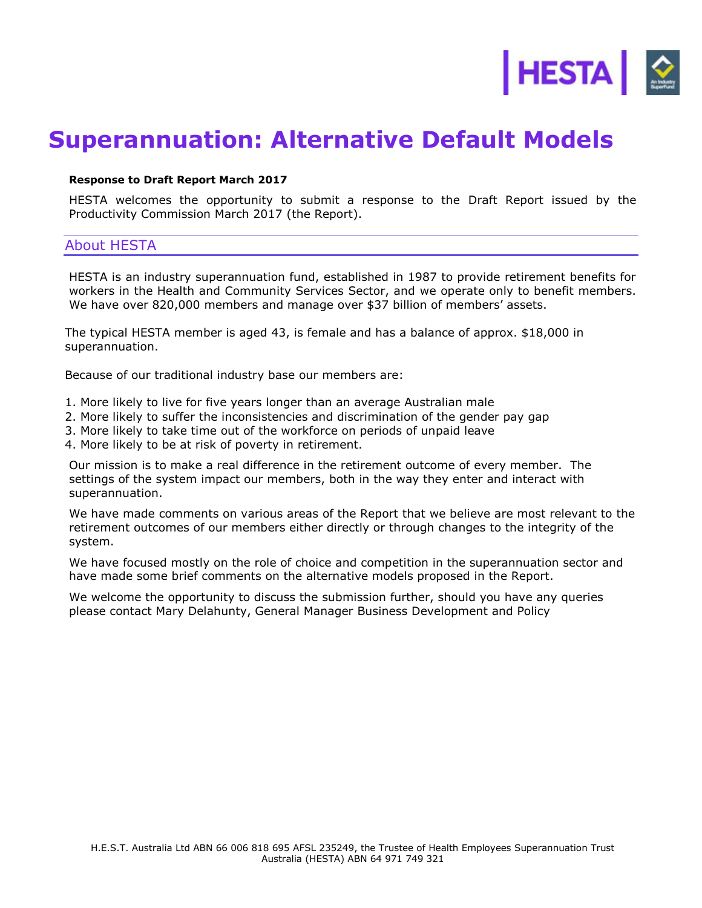# Superannuation: Alternative Default Models

**Response to Draft Report March 2017**

HESTA welcomes the opportunity to submit a response to the Draft Report issued by the Productivity Commission March 2017 (the Report).

## About HESTA

HESTA is an industry superannuation fund, established in 1987 to provide retirement benefits for workers in the Health and Community Services Sector, and we operate only to benefit members. We have over 820,000 members and manage over $37 billion of members' assets.

The typical HESTA member is aged 43, is female and has a balance of approx. $18,000 in superannuation.

Because of our traditional industry base our members are:

1. More likely to live for five years longer than an average Australian male
2. More likely to suffer the inconsistencies and discrimination of the gender pay gap
3. More likely to take time out of the workforce on periods of unpaid leave
4. More likely to be at risk of poverty in retirement.

Our mission is to make a real difference in the retirement outcome of every member. The settings of the system impact our members, both in the way they enter and interact with superannuation.

We have made comments on various areas of the Report that we believe are most relevant to the retirement outcomes of our members either directly or through changes to the integrity of the system.

We have focused mostly on the role of choice and competition in the superannuation sector and have made some brief comments on the alternative models proposed in the Report.

We welcome the opportunity to discuss the submission further, should you have any queries please contact Mary Delahunty, General Manager Business Development and Policy

H.E.S.T. Australia Ltd ABN 66 006 818 695 AFSL 235249, the Trustee of Health Employees Superannuation Trust Australia (HESTA) ABN 64 971 749 321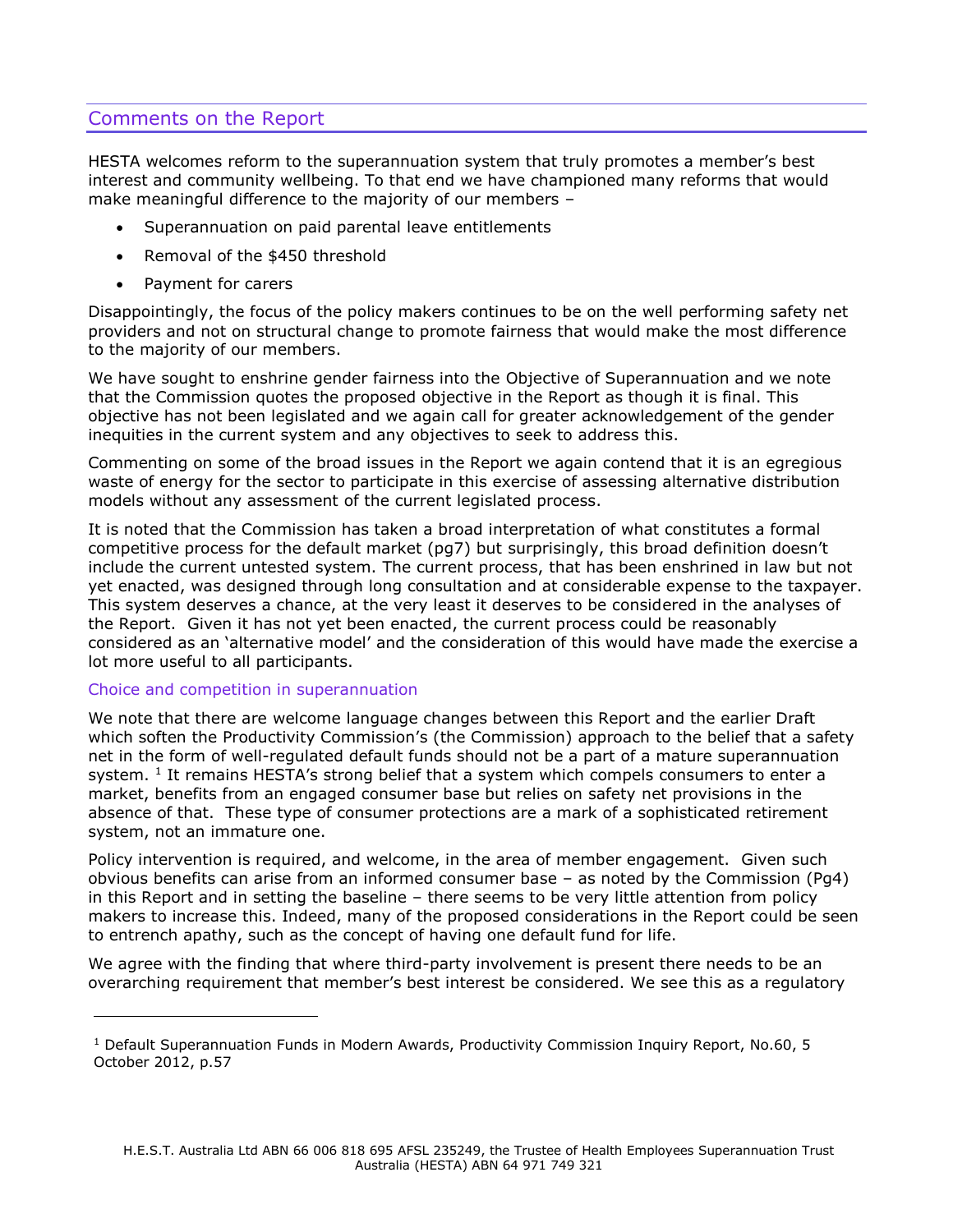## Comments on the Report

HESTA welcomes reform to the superannuation system that truly promotes a member's best interest and community wellbeing. To that end we have championed many reforms that would make meaningful difference to the majority of our members –

- Superannuation on paid parental leave entitlements
- Removal of the $450 threshold
- Payment for carers

Disappointingly, the focus of the policy makers continues to be on the well performing safety net providers and not on structural change to promote fairness that would make the most difference to the majority of our members.

We have sought to enshrine gender fairness into the Objective of Superannuation and we note that the Commission quotes the proposed objective in the Report as though it is final. This objective has not been legislated and we again call for greater acknowledgement of the gender inequities in the current system and any objectives to seek to address this.

Commenting on some of the broad issues in the Report we again contend that it is an egregious waste of energy for the sector to participate in this exercise of assessing alternative distribution models without any assessment of the current legislated process.

It is noted that the Commission has taken a broad interpretation of what constitutes a formal competitive process for the default market (pg7) but surprisingly, this broad definition doesn't include the current untested system. The current process, that has been enshrined in law but not yet enacted, was designed through long consultation and at considerable expense to the taxpayer. This system deserves a chance, at the very least it deserves to be considered in the analyses of the Report. Given it has not yet been enacted, the current process could be reasonably considered as an 'alternative model' and the consideration of this would have made the exercise a lot more useful to all participants.

### Choice and competition in superannuation

We note that there are welcome language changes between this Report and the earlier Draft which soften the Productivity Commission's (the Commission) approach to the belief that a safety net in the form of well-regulated default funds should not be a part of a mature superannuation system. [1] It remains HESTA's strong belief that a system which compels consumers to enter a market, benefits from an engaged consumer base but relies on safety net provisions in the absence of that. These type of consumer protections are a mark of a sophisticated retirement system, not an immature one.

Policy intervention is required, and welcome, in the area of member engagement. Given such obvious benefits can arise from an informed consumer base – as noted by the Commission (Pg4) in this Report and in setting the baseline – there seems to be very little attention from policy makers to increase this. Indeed, many of the proposed considerations in the Report could be seen to entrench apathy, such as the concept of having one default fund for life.

We agree with the finding that where third-party involvement is present there needs to be an overarching requirement that member's best interest be considered. We see this as a regulatory

---

[1] Default Superannuation Funds in Modern Awards, Productivity Commission Inquiry Report, No.60, 5 October 2012, p.57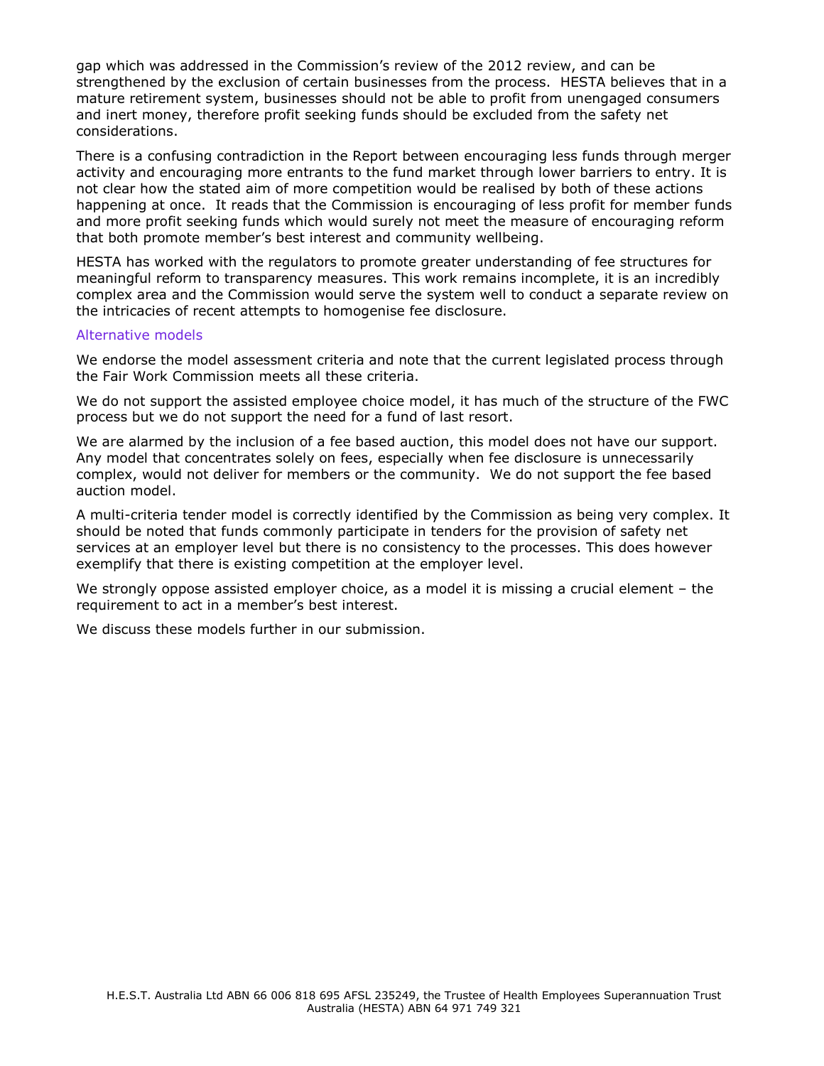gap which was addressed in the Commission's review of the 2012 review, and can be strengthened by the exclusion of certain businesses from the process. HESTA believes that in a mature retirement system, businesses should not be able to profit from unengaged consumers and inert money, therefore profit seeking funds should be excluded from the safety net considerations.

There is a confusing contradiction in the Report between encouraging less funds through merger activity and encouraging more entrants to the fund market through lower barriers to entry. It is not clear how the stated aim of more competition would be realised by both of these actions happening at once. It reads that the Commission is encouraging of less profit for member funds and more profit seeking funds which would surely not meet the measure of encouraging reform that both promote member's best interest and community wellbeing.

HESTA has worked with the regulators to promote greater understanding of fee structures for meaningful reform to transparency measures. This work remains incomplete, it is an incredibly complex area and the Commission would serve the system well to conduct a separate review on the intricacies of recent attempts to homogenise fee disclosure.

### Alternative models

We endorse the model assessment criteria and note that the current legislated process through the Fair Work Commission meets all these criteria.

We do not support the assisted employee choice model, it has much of the structure of the FWC process but we do not support the need for a fund of last resort.

We are alarmed by the inclusion of a fee based auction, this model does not have our support. Any model that concentrates solely on fees, especially when fee disclosure is unnecessarily complex, would not deliver for members or the community. We do not support the fee based auction model.

A multi-criteria tender model is correctly identified by the Commission as being very complex. It should be noted that funds commonly participate in tenders for the provision of safety net services at an employer level but there is no consistency to the processes. This does however exemplify that there is existing competition at the employer level.

We strongly oppose assisted employer choice, as a model it is missing a crucial element – the requirement to act in a member's best interest.

We discuss these models further in our submission.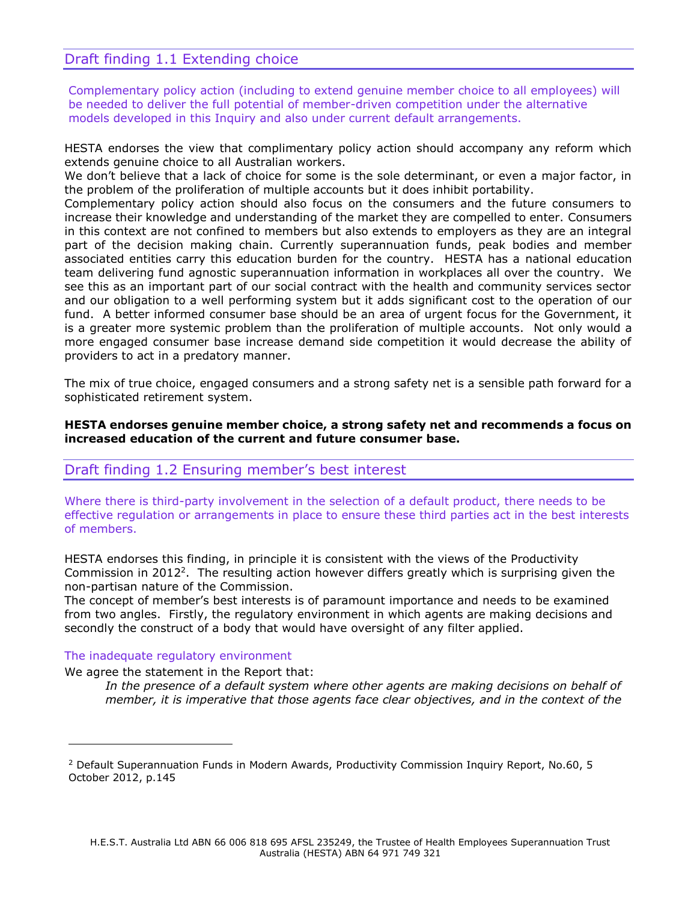## Draft finding 1.1 Extending choice

Complementary policy action (including to extend genuine member choice to all employees) will be needed to deliver the full potential of member-driven competition under the alternative models developed in this Inquiry and also under current default arrangements.

HESTA endorses the view that complimentary policy action should accompany any reform which extends genuine choice to all Australian workers.
We don't believe that a lack of choice for some is the sole determinant, or even a major factor, in the problem of the proliferation of multiple accounts but it does inhibit portability.
Complementary policy action should also focus on the consumers and the future consumers to increase their knowledge and understanding of the market they are compelled to enter. Consumers in this context are not confined to members but also extends to employers as they are an integral part of the decision making chain. Currently superannuation funds, peak bodies and member associated entities carry this education burden for the country. HESTA has a national education team delivering fund agnostic superannuation information in workplaces all over the country. We see this as an important part of our social contract with the health and community services sector and our obligation to a well performing system but it adds significant cost to the operation of our fund. A better informed consumer base should be an area of urgent focus for the Government, it is a greater more systemic problem than the proliferation of multiple accounts. Not only would a more engaged consumer base increase demand side competition it would decrease the ability of providers to act in a predatory manner.

The mix of true choice, engaged consumers and a strong safety net is a sensible path forward for a sophisticated retirement system.

**HESTA endorses genuine member choice, a strong safety net and recommends a focus on increased education of the current and future consumer base.**

## Draft finding 1.2 Ensuring member's best interest

Where there is third-party involvement in the selection of a default product, there needs to be effective regulation or arrangements in place to ensure these third parties act in the best interests of members.

HESTA endorses this finding, in principle it is consistent with the views of the Productivity Commission in 2012[2]. The resulting action however differs greatly which is surprising given the non-partisan nature of the Commission.
The concept of member's best interests is of paramount importance and needs to be examined from two angles. Firstly, the regulatory environment in which agents are making decisions and secondly the construct of a body that would have oversight of any filter applied.

### The inadequate regulatory environment

We agree the statement in the Report that:

> *In the presence of a default system where other agents are making decisions on behalf of member, it is imperative that those agents face clear objectives, and in the context of the*

[2] Default Superannuation Funds in Modern Awards, Productivity Commission Inquiry Report, No.60, 5 October 2012, p.145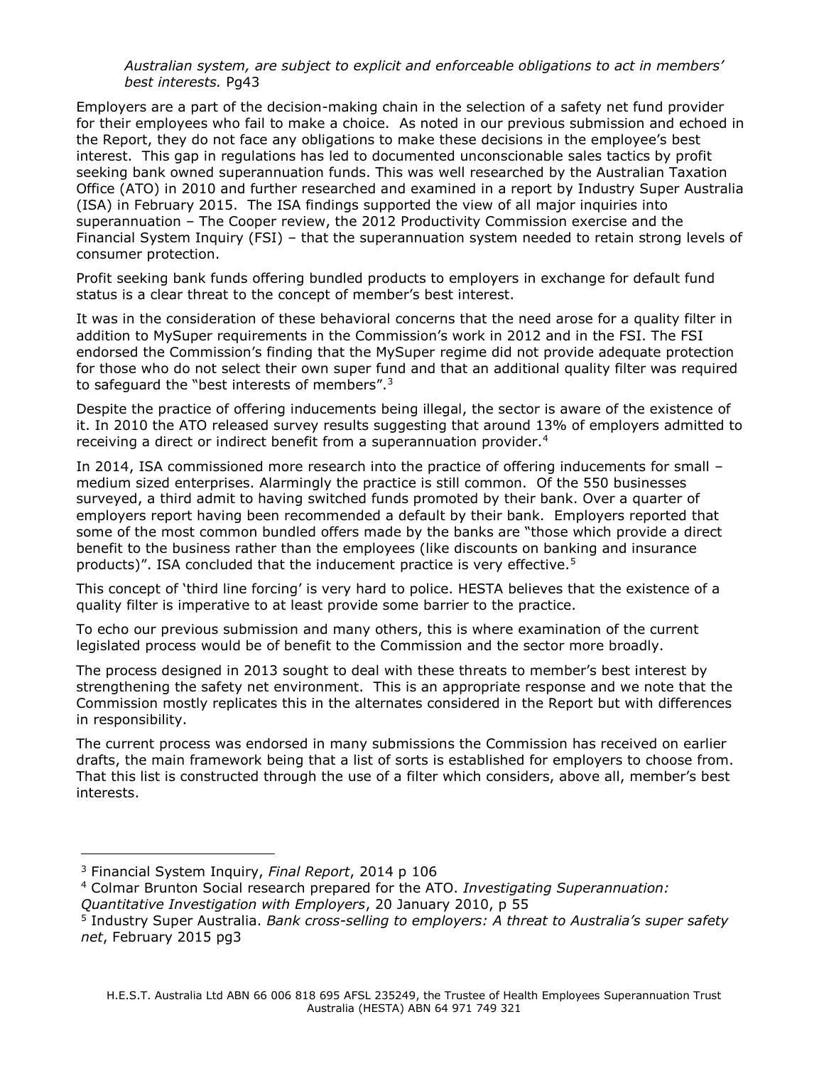*Australian system, are subject to explicit and enforceable obligations to act in members' best interests.* Pg43

Employers are a part of the decision-making chain in the selection of a safety net fund provider for their employees who fail to make a choice. As noted in our previous submission and echoed in the Report, they do not face any obligations to make these decisions in the employee's best interest. This gap in regulations has led to documented unconscionable sales tactics by profit seeking bank owned superannuation funds. This was well researched by the Australian Taxation Office (ATO) in 2010 and further researched and examined in a report by Industry Super Australia (ISA) in February 2015. The ISA findings supported the view of all major inquiries into superannuation – The Cooper review, the 2012 Productivity Commission exercise and the Financial System Inquiry (FSI) – that the superannuation system needed to retain strong levels of consumer protection.

Profit seeking bank funds offering bundled products to employers in exchange for default fund status is a clear threat to the concept of member's best interest.

It was in the consideration of these behavioral concerns that the need arose for a quality filter in addition to MySuper requirements in the Commission's work in 2012 and in the FSI. The FSI endorsed the Commission's finding that the MySuper regime did not provide adequate protection for those who do not select their own super fund and that an additional quality filter was required to safeguard the "best interests of members".[3]

Despite the practice of offering inducements being illegal, the sector is aware of the existence of it. In 2010 the ATO released survey results suggesting that around 13% of employers admitted to receiving a direct or indirect benefit from a superannuation provider.[4]

In 2014, ISA commissioned more research into the practice of offering inducements for small – medium sized enterprises. Alarmingly the practice is still common. Of the 550 businesses surveyed, a third admit to having switched funds promoted by their bank. Over a quarter of employers report having been recommended a default by their bank. Employers reported that some of the most common bundled offers made by the banks are "those which provide a direct benefit to the business rather than the employees (like discounts on banking and insurance products)". ISA concluded that the inducement practice is very effective.[5]

This concept of 'third line forcing' is very hard to police. HESTA believes that the existence of a quality filter is imperative to at least provide some barrier to the practice.

To echo our previous submission and many others, this is where examination of the current legislated process would be of benefit to the Commission and the sector more broadly.

The process designed in 2013 sought to deal with these threats to member's best interest by strengthening the safety net environment. This is an appropriate response and we note that the Commission mostly replicates this in the alternates considered in the Report but with differences in responsibility.

The current process was endorsed in many submissions the Commission has received on earlier drafts, the main framework being that a list of sorts is established for employers to choose from. That this list is constructed through the use of a filter which considers, above all, member's best interests.

---

[3] Financial System Inquiry, *Final Report*, 2014 p 106

[4] Colmar Brunton Social research prepared for the ATO. *Investigating Superannuation: Quantitative Investigation with Employers*, 20 January 2010, p 55

[5] Industry Super Australia. *Bank cross-selling to employers: A threat to Australia's super safety net*, February 2015 pg3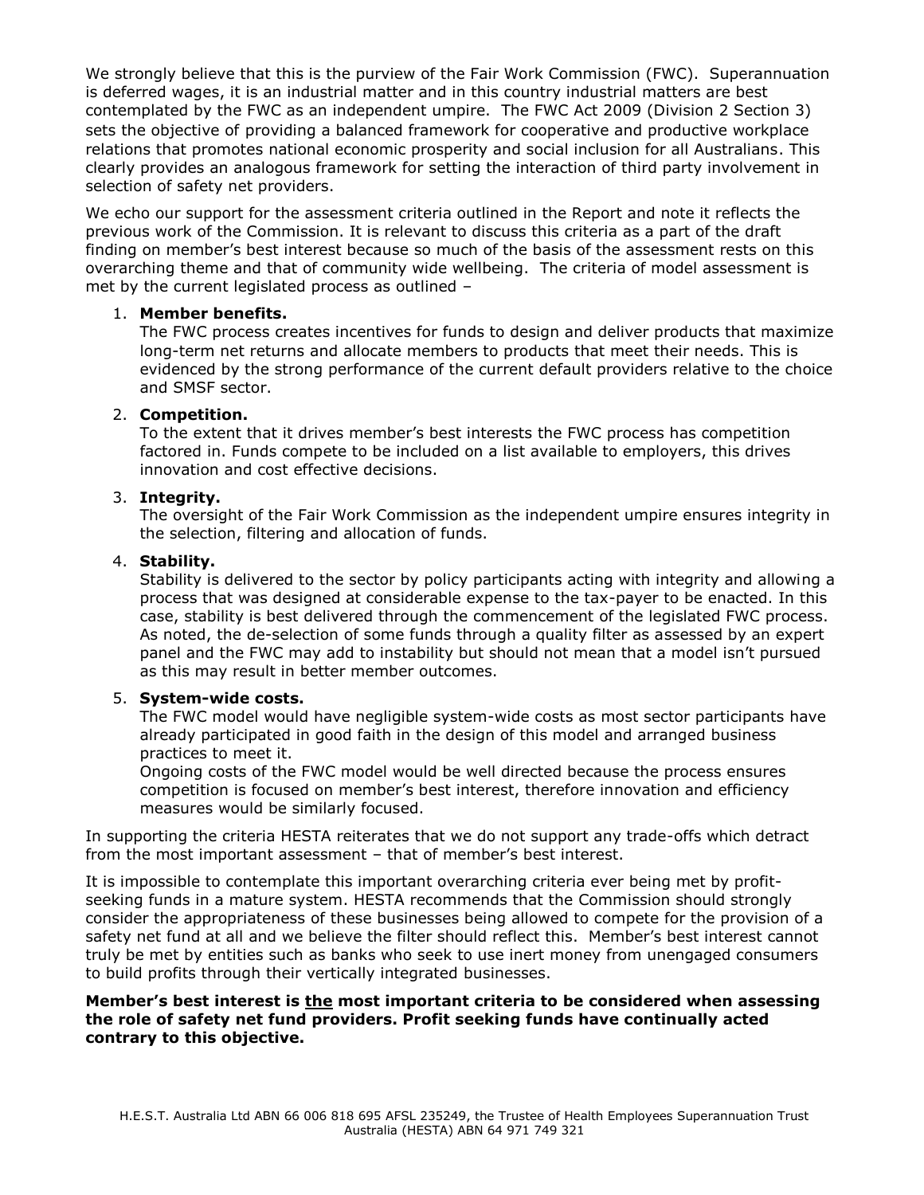We strongly believe that this is the purview of the Fair Work Commission (FWC). Superannuation is deferred wages, it is an industrial matter and in this country industrial matters are best contemplated by the FWC as an independent umpire. The FWC Act 2009 (Division 2 Section 3) sets the objective of providing a balanced framework for cooperative and productive workplace relations that promotes national economic prosperity and social inclusion for all Australians. This clearly provides an analogous framework for setting the interaction of third party involvement in selection of safety net providers.

We echo our support for the assessment criteria outlined in the Report and note it reflects the previous work of the Commission. It is relevant to discuss this criteria as a part of the draft finding on member's best interest because so much of the basis of the assessment rests on this overarching theme and that of community wide wellbeing. The criteria of model assessment is met by the current legislated process as outlined –

1. **Member benefits.**
   The FWC process creates incentives for funds to design and deliver products that maximize long-term net returns and allocate members to products that meet their needs. This is evidenced by the strong performance of the current default providers relative to the choice and SMSF sector.

2. **Competition.**
   To the extent that it drives member's best interests the FWC process has competition factored in. Funds compete to be included on a list available to employers, this drives innovation and cost effective decisions.

3. **Integrity.**
   The oversight of the Fair Work Commission as the independent umpire ensures integrity in the selection, filtering and allocation of funds.

4. **Stability.**
   Stability is delivered to the sector by policy participants acting with integrity and allowing a process that was designed at considerable expense to the tax-payer to be enacted. In this case, stability is best delivered through the commencement of the legislated FWC process. As noted, the de-selection of some funds through a quality filter as assessed by an expert panel and the FWC may add to instability but should not mean that a model isn't pursued as this may result in better member outcomes.

5. **System-wide costs.**
   The FWC model would have negligible system-wide costs as most sector participants have already participated in good faith in the design of this model and arranged business practices to meet it.
   Ongoing costs of the FWC model would be well directed because the process ensures competition is focused on member's best interest, therefore innovation and efficiency measures would be similarly focused.

In supporting the criteria HESTA reiterates that we do not support any trade-offs which detract from the most important assessment – that of member's best interest.

It is impossible to contemplate this important overarching criteria ever being met by profit-seeking funds in a mature system. HESTA recommends that the Commission should strongly consider the appropriateness of these businesses being allowed to compete for the provision of a safety net fund at all and we believe the filter should reflect this. Member's best interest cannot truly be met by entities such as banks who seek to use inert money from unengaged consumers to build profits through their vertically integrated businesses.

**Member's best interest is <u>the</u> most important criteria to be considered when assessing the role of safety net fund providers. Profit seeking funds have continually acted contrary to this objective.**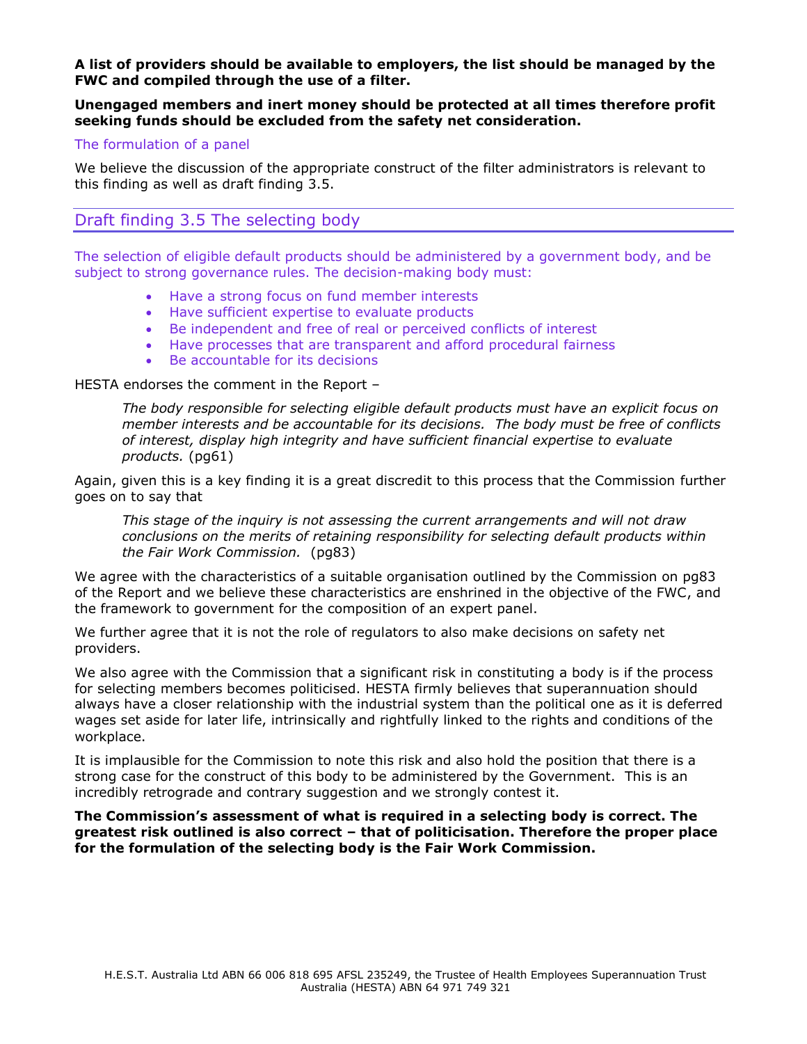**A list of providers should be available to employers, the list should be managed by the FWC and compiled through the use of a filter.**

**Unengaged members and inert money should be protected at all times therefore profit seeking funds should be excluded from the safety net consideration.**

### The formulation of a panel

We believe the discussion of the appropriate construct of the filter administrators is relevant to this finding as well as draft finding 3.5.

## Draft finding 3.5 The selecting body

The selection of eligible default products should be administered by a government body, and be subject to strong governance rules. The decision-making body must:

- Have a strong focus on fund member interests
- Have sufficient expertise to evaluate products
- Be independent and free of real or perceived conflicts of interest
- Have processes that are transparent and afford procedural fairness
- Be accountable for its decisions

HESTA endorses the comment in the Report –

> *The body responsible for selecting eligible default products must have an explicit focus on member interests and be accountable for its decisions. The body must be free of conflicts of interest, display high integrity and have sufficient financial expertise to evaluate products.* (pg61)

Again, given this is a key finding it is a great discredit to this process that the Commission further goes on to say that

> *This stage of the inquiry is not assessing the current arrangements and will not draw conclusions on the merits of retaining responsibility for selecting default products within the Fair Work Commission.* (pg83)

We agree with the characteristics of a suitable organisation outlined by the Commission on pg83 of the Report and we believe these characteristics are enshrined in the objective of the FWC, and the framework to government for the composition of an expert panel.

We further agree that it is not the role of regulators to also make decisions on safety net providers.

We also agree with the Commission that a significant risk in constituting a body is if the process for selecting members becomes politicised. HESTA firmly believes that superannuation should always have a closer relationship with the industrial system than the political one as it is deferred wages set aside for later life, intrinsically and rightfully linked to the rights and conditions of the workplace.

It is implausible for the Commission to note this risk and also hold the position that there is a strong case for the construct of this body to be administered by the Government. This is an incredibly retrograde and contrary suggestion and we strongly contest it.

**The Commission's assessment of what is required in a selecting body is correct. The greatest risk outlined is also correct – that of politicisation. Therefore the proper place for the formulation of the selecting body is the Fair Work Commission.**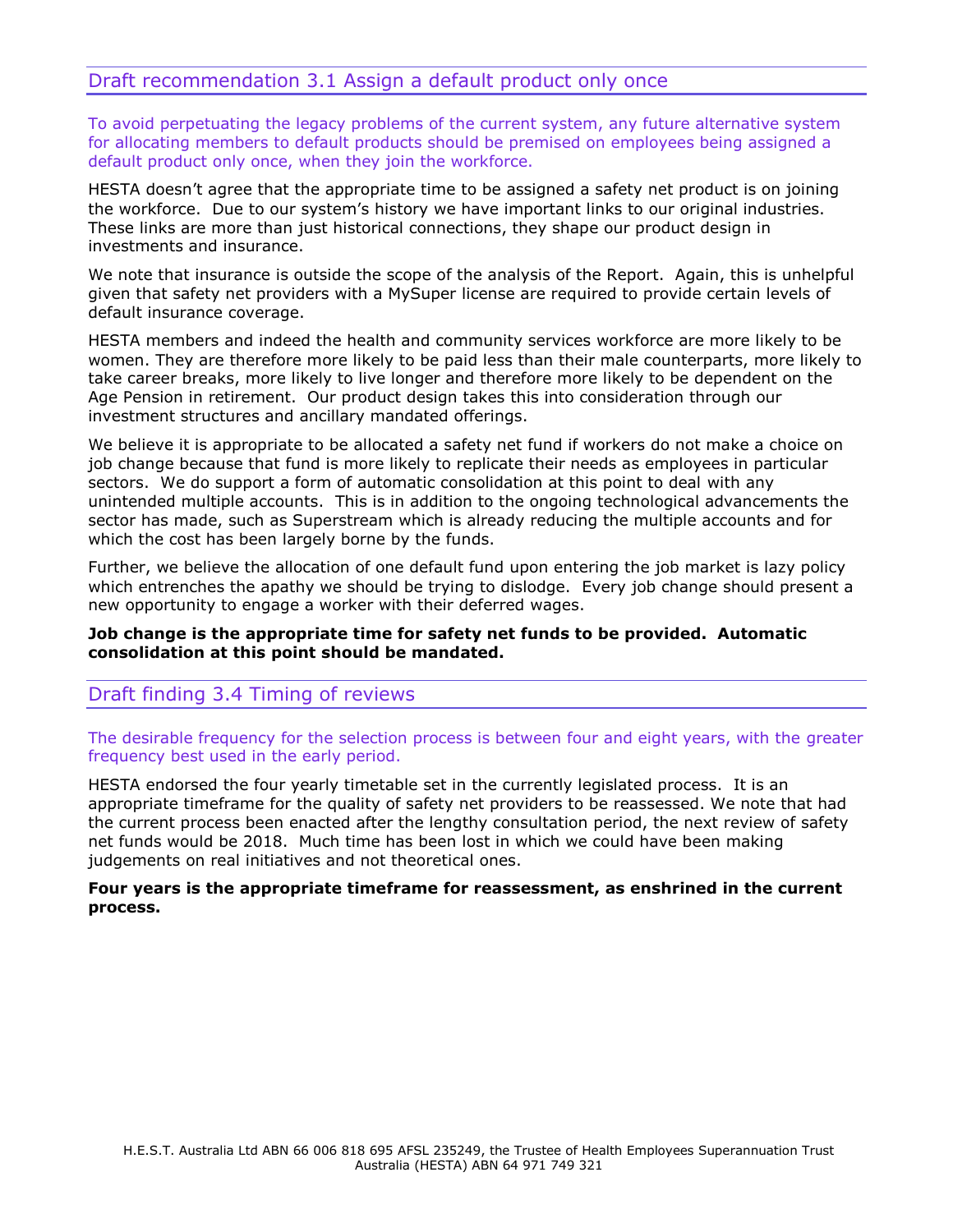## Draft recommendation 3.1 Assign a default product only once

To avoid perpetuating the legacy problems of the current system, any future alternative system for allocating members to default products should be premised on employees being assigned a default product only once, when they join the workforce.

HESTA doesn't agree that the appropriate time to be assigned a safety net product is on joining the workforce. Due to our system's history we have important links to our original industries. These links are more than just historical connections, they shape our product design in investments and insurance.

We note that insurance is outside the scope of the analysis of the Report. Again, this is unhelpful given that safety net providers with a MySuper license are required to provide certain levels of default insurance coverage.

HESTA members and indeed the health and community services workforce are more likely to be women. They are therefore more likely to be paid less than their male counterparts, more likely to take career breaks, more likely to live longer and therefore more likely to be dependent on the Age Pension in retirement. Our product design takes this into consideration through our investment structures and ancillary mandated offerings.

We believe it is appropriate to be allocated a safety net fund if workers do not make a choice on job change because that fund is more likely to replicate their needs as employees in particular sectors. We do support a form of automatic consolidation at this point to deal with any unintended multiple accounts. This is in addition to the ongoing technological advancements the sector has made, such as Superstream which is already reducing the multiple accounts and for which the cost has been largely borne by the funds.

Further, we believe the allocation of one default fund upon entering the job market is lazy policy which entrenches the apathy we should be trying to dislodge. Every job change should present a new opportunity to engage a worker with their deferred wages.

**Job change is the appropriate time for safety net funds to be provided. Automatic consolidation at this point should be mandated.**

## Draft finding 3.4 Timing of reviews

The desirable frequency for the selection process is between four and eight years, with the greater frequency best used in the early period.

HESTA endorsed the four yearly timetable set in the currently legislated process. It is an appropriate timeframe for the quality of safety net providers to be reassessed. We note that had the current process been enacted after the lengthy consultation period, the next review of safety net funds would be 2018. Much time has been lost in which we could have been making judgements on real initiatives and not theoretical ones.

**Four years is the appropriate timeframe for reassessment, as enshrined in the current process.**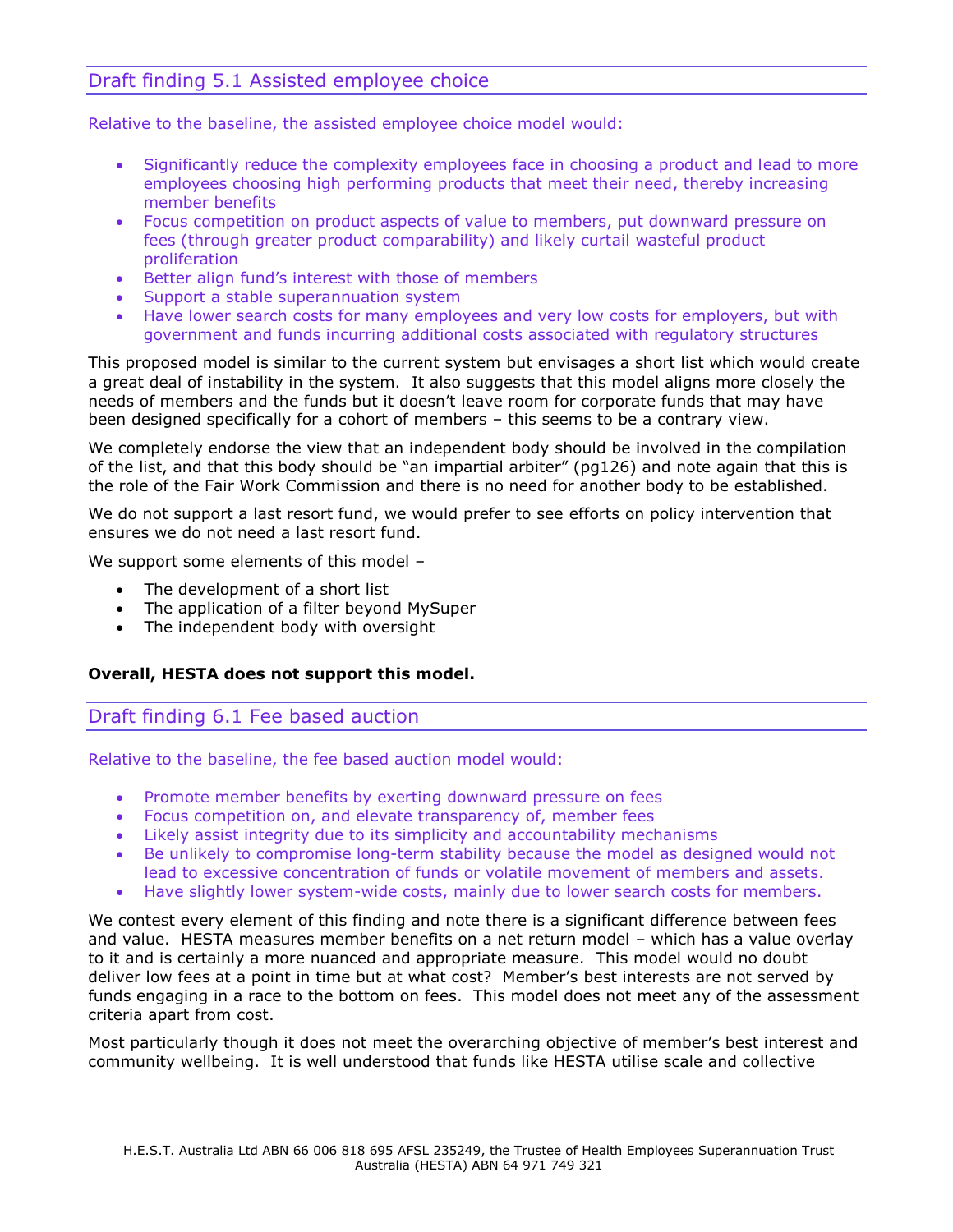## Draft finding 5.1 Assisted employee choice

Relative to the baseline, the assisted employee choice model would:

- Significantly reduce the complexity employees face in choosing a product and lead to more employees choosing high performing products that meet their need, thereby increasing member benefits
- Focus competition on product aspects of value to members, put downward pressure on fees (through greater product comparability) and likely curtail wasteful product proliferation
- Better align fund's interest with those of members
- Support a stable superannuation system
- Have lower search costs for many employees and very low costs for employers, but with government and funds incurring additional costs associated with regulatory structures

This proposed model is similar to the current system but envisages a short list which would create a great deal of instability in the system. It also suggests that this model aligns more closely the needs of members and the funds but it doesn't leave room for corporate funds that may have been designed specifically for a cohort of members – this seems to be a contrary view.

We completely endorse the view that an independent body should be involved in the compilation of the list, and that this body should be "an impartial arbiter" (pg126) and note again that this is the role of the Fair Work Commission and there is no need for another body to be established.

We do not support a last resort fund, we would prefer to see efforts on policy intervention that ensures we do not need a last resort fund.

We support some elements of this model –

- The development of a short list
- The application of a filter beyond MySuper
- The independent body with oversight

**Overall, HESTA does not support this model.**

## Draft finding 6.1 Fee based auction

Relative to the baseline, the fee based auction model would:

- Promote member benefits by exerting downward pressure on fees
- Focus competition on, and elevate transparency of, member fees
- Likely assist integrity due to its simplicity and accountability mechanisms
- Be unlikely to compromise long-term stability because the model as designed would not lead to excessive concentration of funds or volatile movement of members and assets.
- Have slightly lower system-wide costs, mainly due to lower search costs for members.

We contest every element of this finding and note there is a significant difference between fees and value. HESTA measures member benefits on a net return model – which has a value overlay to it and is certainly a more nuanced and appropriate measure. This model would no doubt deliver low fees at a point in time but at what cost? Member's best interests are not served by funds engaging in a race to the bottom on fees. This model does not meet any of the assessment criteria apart from cost.

Most particularly though it does not meet the overarching objective of member's best interest and community wellbeing. It is well understood that funds like HESTA utilise scale and collective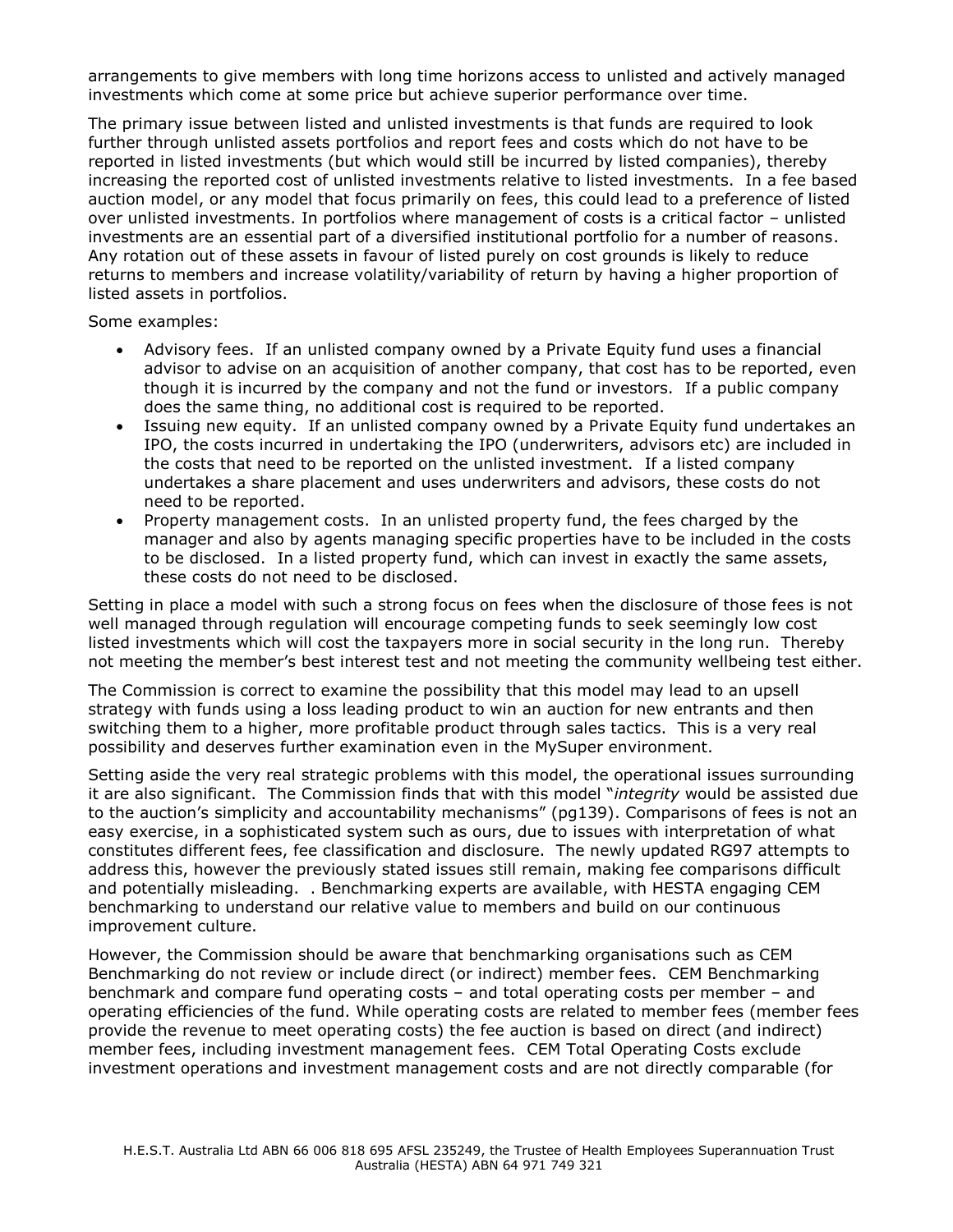arrangements to give members with long time horizons access to unlisted and actively managed investments which come at some price but achieve superior performance over time.

The primary issue between listed and unlisted investments is that funds are required to look further through unlisted assets portfolios and report fees and costs which do not have to be reported in listed investments (but which would still be incurred by listed companies), thereby increasing the reported cost of unlisted investments relative to listed investments. In a fee based auction model, or any model that focus primarily on fees, this could lead to a preference of listed over unlisted investments. In portfolios where management of costs is a critical factor – unlisted investments are an essential part of a diversified institutional portfolio for a number of reasons. Any rotation out of these assets in favour of listed purely on cost grounds is likely to reduce returns to members and increase volatility/variability of return by having a higher proportion of listed assets in portfolios.

Some examples:

- Advisory fees. If an unlisted company owned by a Private Equity fund uses a financial advisor to advise on an acquisition of another company, that cost has to be reported, even though it is incurred by the company and not the fund or investors. If a public company does the same thing, no additional cost is required to be reported.
- Issuing new equity. If an unlisted company owned by a Private Equity fund undertakes an IPO, the costs incurred in undertaking the IPO (underwriters, advisors etc) are included in the costs that need to be reported on the unlisted investment. If a listed company undertakes a share placement and uses underwriters and advisors, these costs do not need to be reported.
- Property management costs. In an unlisted property fund, the fees charged by the manager and also by agents managing specific properties have to be included in the costs to be disclosed. In a listed property fund, which can invest in exactly the same assets, these costs do not need to be disclosed.

Setting in place a model with such a strong focus on fees when the disclosure of those fees is not well managed through regulation will encourage competing funds to seek seemingly low cost listed investments which will cost the taxpayers more in social security in the long run. Thereby not meeting the member's best interest test and not meeting the community wellbeing test either.

The Commission is correct to examine the possibility that this model may lead to an upsell strategy with funds using a loss leading product to win an auction for new entrants and then switching them to a higher, more profitable product through sales tactics. This is a very real possibility and deserves further examination even in the MySuper environment.

Setting aside the very real strategic problems with this model, the operational issues surrounding it are also significant. The Commission finds that with this model "*integrity* would be assisted due to the auction's simplicity and accountability mechanisms" (pg139). Comparisons of fees is not an easy exercise, in a sophisticated system such as ours, due to issues with interpretation of what constitutes different fees, fee classification and disclosure. The newly updated RG97 attempts to address this, however the previously stated issues still remain, making fee comparisons difficult and potentially misleading. . Benchmarking experts are available, with HESTA engaging CEM benchmarking to understand our relative value to members and build on our continuous improvement culture.

However, the Commission should be aware that benchmarking organisations such as CEM Benchmarking do not review or include direct (or indirect) member fees. CEM Benchmarking benchmark and compare fund operating costs – and total operating costs per member – and operating efficiencies of the fund. While operating costs are related to member fees (member fees provide the revenue to meet operating costs) the fee auction is based on direct (and indirect) member fees, including investment management fees. CEM Total Operating Costs exclude investment operations and investment management costs and are not directly comparable (for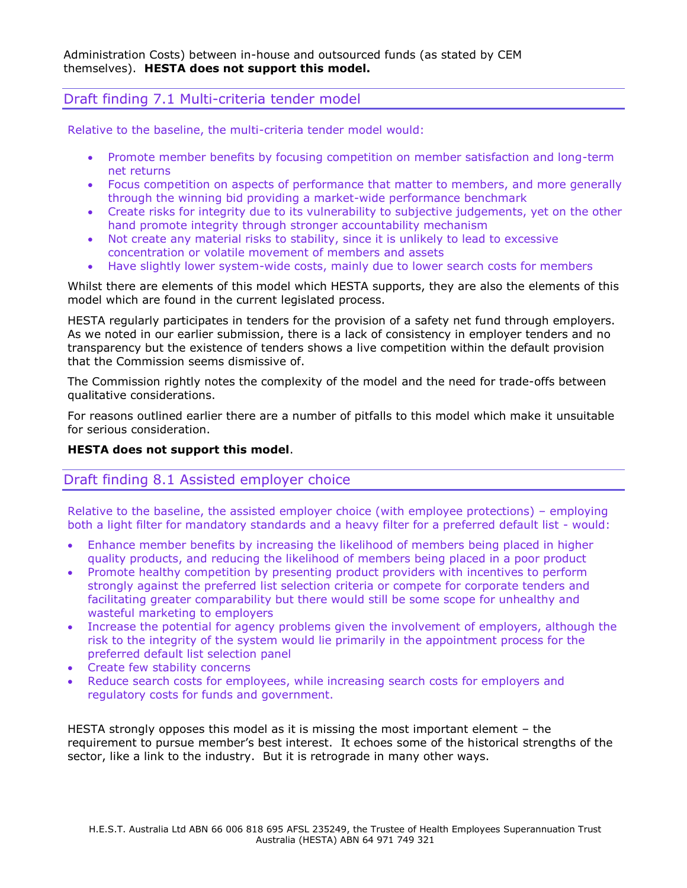Administration Costs) between in-house and outsourced funds (as stated by CEM themselves). **HESTA does not support this model.**

## Draft finding 7.1 Multi-criteria tender model

Relative to the baseline, the multi-criteria tender model would:

- Promote member benefits by focusing competition on member satisfaction and long-term net returns
- Focus competition on aspects of performance that matter to members, and more generally through the winning bid providing a market-wide performance benchmark
- Create risks for integrity due to its vulnerability to subjective judgements, yet on the other hand promote integrity through stronger accountability mechanism
- Not create any material risks to stability, since it is unlikely to lead to excessive concentration or volatile movement of members and assets
- Have slightly lower system-wide costs, mainly due to lower search costs for members

Whilst there are elements of this model which HESTA supports, they are also the elements of this model which are found in the current legislated process.

HESTA regularly participates in tenders for the provision of a safety net fund through employers. As we noted in our earlier submission, there is a lack of consistency in employer tenders and no transparency but the existence of tenders shows a live competition within the default provision that the Commission seems dismissive of.

The Commission rightly notes the complexity of the model and the need for trade-offs between qualitative considerations.

For reasons outlined earlier there are a number of pitfalls to this model which make it unsuitable for serious consideration.

**HESTA does not support this model**.

## Draft finding 8.1 Assisted employer choice

Relative to the baseline, the assisted employer choice (with employee protections) – employing both a light filter for mandatory standards and a heavy filter for a preferred default list - would:

- Enhance member benefits by increasing the likelihood of members being placed in higher quality products, and reducing the likelihood of members being placed in a poor product
- Promote healthy competition by presenting product providers with incentives to perform strongly against the preferred list selection criteria or compete for corporate tenders and facilitating greater comparability but there would still be some scope for unhealthy and wasteful marketing to employers
- Increase the potential for agency problems given the involvement of employers, although the risk to the integrity of the system would lie primarily in the appointment process for the preferred default list selection panel
- Create few stability concerns
- Reduce search costs for employees, while increasing search costs for employers and regulatory costs for funds and government.

HESTA strongly opposes this model as it is missing the most important element – the requirement to pursue member's best interest. It echoes some of the historical strengths of the sector, like a link to the industry. But it is retrograde in many other ways.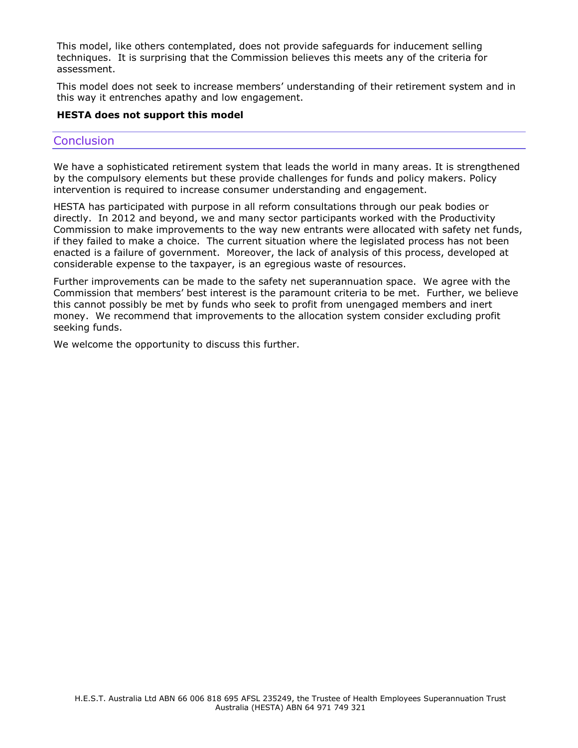This model, like others contemplated, does not provide safeguards for inducement selling techniques. It is surprising that the Commission believes this meets any of the criteria for assessment.

This model does not seek to increase members' understanding of their retirement system and in this way it entrenches apathy and low engagement.

**HESTA does not support this model**

## Conclusion

We have a sophisticated retirement system that leads the world in many areas. It is strengthened by the compulsory elements but these provide challenges for funds and policy makers. Policy intervention is required to increase consumer understanding and engagement.

HESTA has participated with purpose in all reform consultations through our peak bodies or directly. In 2012 and beyond, we and many sector participants worked with the Productivity Commission to make improvements to the way new entrants were allocated with safety net funds, if they failed to make a choice. The current situation where the legislated process has not been enacted is a failure of government. Moreover, the lack of analysis of this process, developed at considerable expense to the taxpayer, is an egregious waste of resources.

Further improvements can be made to the safety net superannuation space. We agree with the Commission that members' best interest is the paramount criteria to be met. Further, we believe this cannot possibly be met by funds who seek to profit from unengaged members and inert money. We recommend that improvements to the allocation system consider excluding profit seeking funds.

We welcome the opportunity to discuss this further.